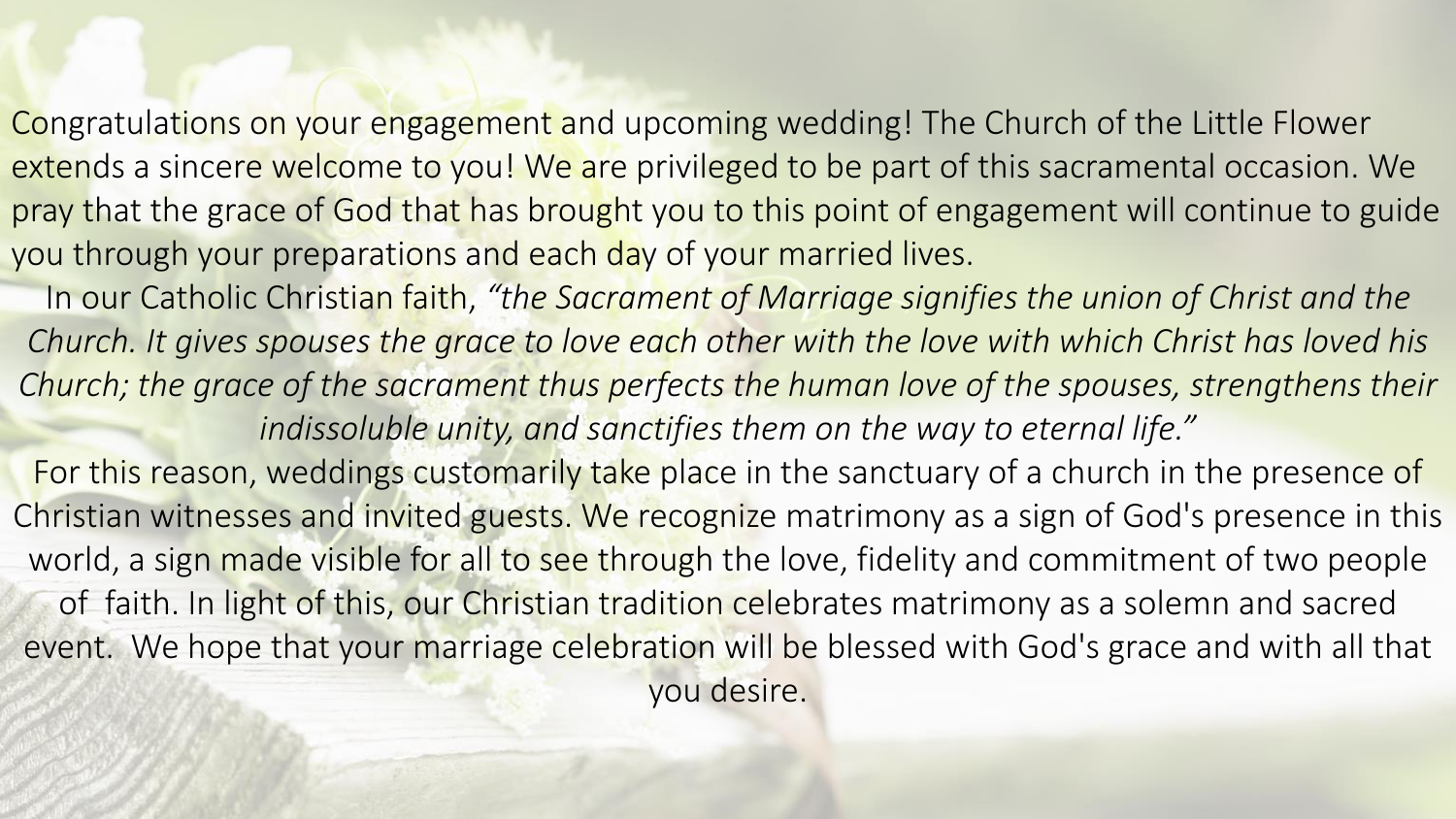Congratulations on your engagement and upcoming wedding! The Church of the Little Flower extends a sincere welcome to you! We are privileged to be part of this sacramental occasion. We pray that the grace of God that has brought you to this point of engagement will continue to guide you through your preparations and each day of your married lives.

In our Catholic Christian faith, *"the Sacrament of Marriage signifies the union of Christ and the Church. It gives spouses the grace to love each other with the love with which Christ has loved his Church; the grace of the sacrament thus perfects the human love of the spouses, strengthens their indissoluble unity, and sanctifies them on the way to eternal life."*

For this reason, weddings customarily take place in the sanctuary of a church in the presence of Christian witnesses and invited guests. We recognize matrimony as a sign of God's presence in this world, a sign made visible for all to see through the love, fidelity and commitment of two people of faith. In light of this, our Christian tradition celebrates matrimony as a solemn and sacred event. We hope that your marriage celebration will be blessed with God's grace and with all that you desire.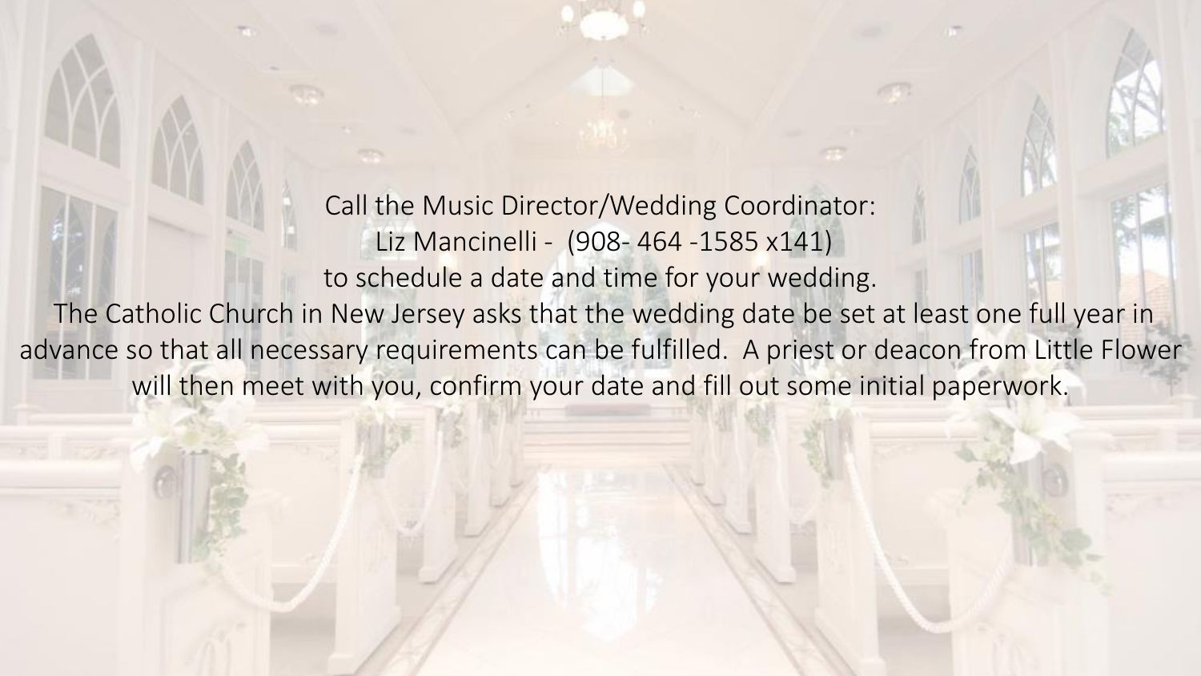Call the Music Director/Wedding Coordinator:
Liz Mancinelli - (908- 464 -1585 x141)
to schedule a date and time for your wedding.

The Catholic Church in New Jersey asks that the wedding date be set at least one full year in advance so that all necessary requirements can be fulfilled. A priest or deacon from Little Flower will then meet with you, confirm your date and fill out some initial paperwork.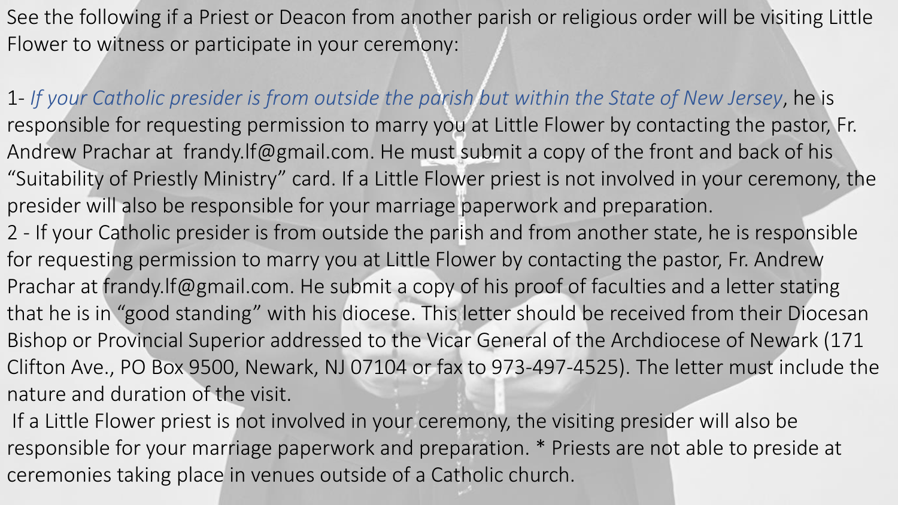See the following if a Priest or Deacon from another parish or religious order will be visiting Little Flower to witness or participate in your ceremony:

1- *If your Catholic presider is from outside the parish but within the State of New Jersey*, he is responsible for requesting permission to marry you at Little Flower by contacting the pastor, Fr. Andrew Prachar at frandy.lf@gmail.com. He must submit a copy of the front and back of his "Suitability of Priestly Ministry" card. If a Little Flower priest is not involved in your ceremony, the presider will also be responsible for your marriage paperwork and preparation.

2 - If your Catholic presider is from outside the parish and from another state, he is responsible for requesting permission to marry you at Little Flower by contacting the pastor, Fr. Andrew Prachar at frandy.lf@gmail.com. He submit a copy of his proof of faculties and a letter stating that he is in "good standing" with his diocese. This letter should be received from their Diocesan Bishop or Provincial Superior addressed to the Vicar General of the Archdiocese of Newark (171 Clifton Ave., PO Box 9500, Newark, NJ 07104 or fax to 973-497-4525). The letter must include the nature and duration of the visit.

If a Little Flower priest is not involved in your ceremony, the visiting presider will also be responsible for your marriage paperwork and preparation. * Priests are not able to preside at ceremonies taking place in venues outside of a Catholic church.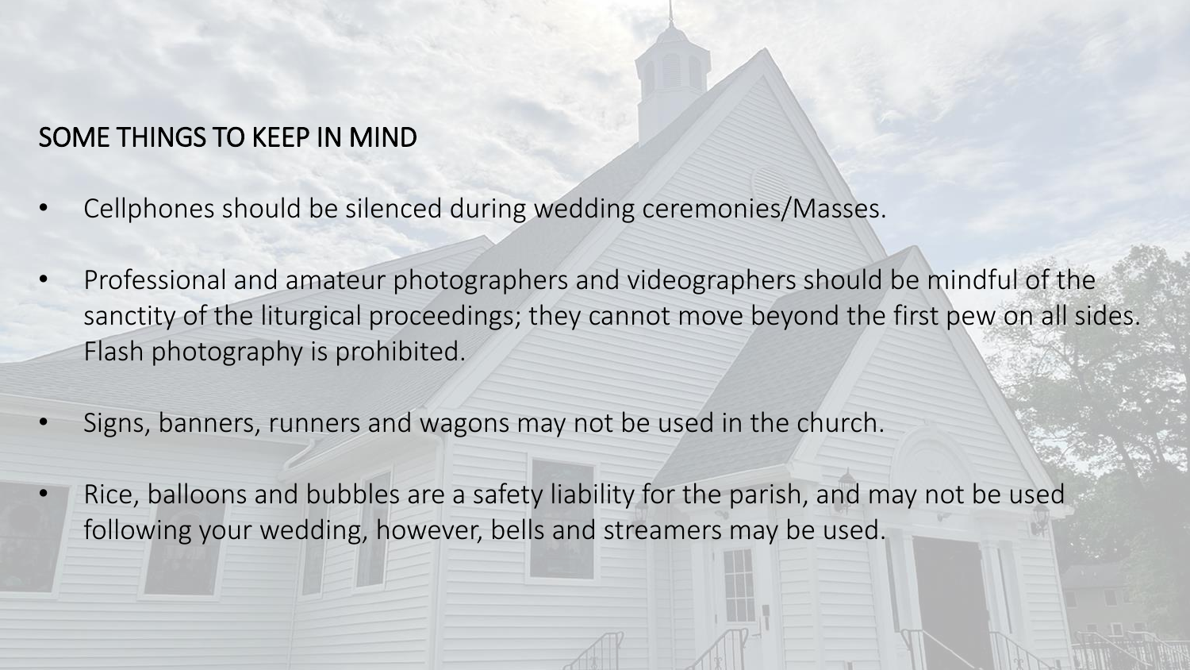## SOME THINGS TO KEEP IN MIND

- Cellphones should be silenced during wedding ceremonies/Masses.
- Professional and amateur photographers and videographers should be mindful of the sanctity of the liturgical proceedings; they cannot move beyond the first pew on all sides. Flash photography is prohibited.
- Signs, banners, runners and wagons may not be used in the church.
- Rice, balloons and bubbles are a safety liability for the parish, and may not be used following your wedding, however, bells and streamers may be used.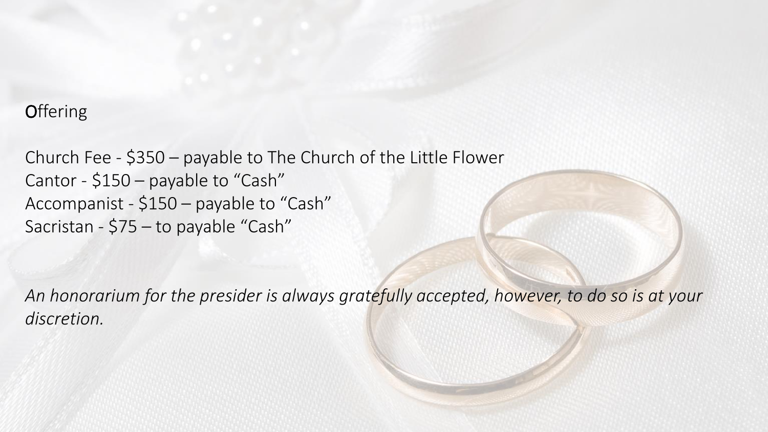# Offering

Church Fee - $350 – payable to The Church of the Little Flower
Cantor - $150 – payable to “Cash”
Accompanist - $150 – payable to “Cash”
Sacristan - $75 – to payable “Cash”

*An honorarium for the presider is always gratefully accepted, however, to do so is at your discretion.*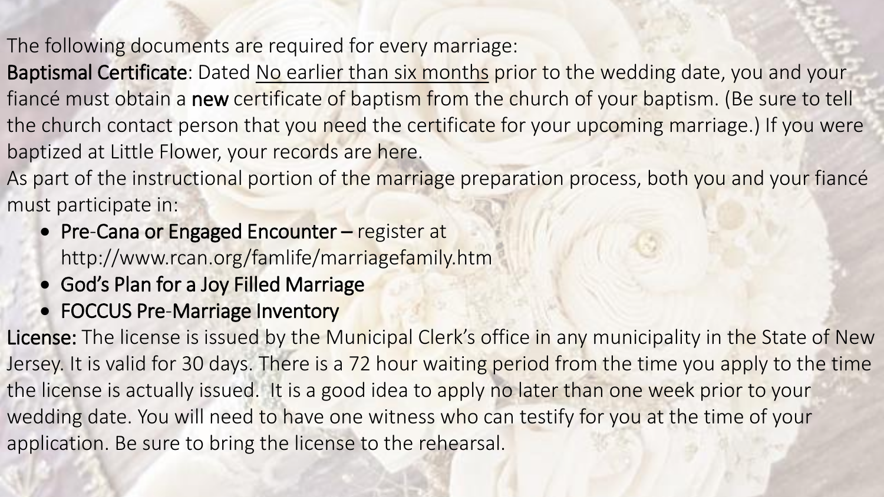The following documents are required for every marriage:

**Baptismal Certificate**: Dated No earlier than six months prior to the wedding date, you and your fiancé must obtain a **new** certificate of baptism from the church of your baptism. (Be sure to tell the church contact person that you need the certificate for your upcoming marriage.) If you were baptized at Little Flower, your records are here.

As part of the instructional portion of the marriage preparation process, both you and your fiancé must participate in:

- **Pre-Cana or Engaged Encounter –** register at http://www.rcan.org/famlife/marriagefamily.htm
- **God's Plan for a Joy Filled Marriage**
- **FOCCUS Pre-Marriage Inventory**

**License:** The license is issued by the Municipal Clerk's office in any municipality in the State of New Jersey. It is valid for 30 days. There is a 72 hour waiting period from the time you apply to the time the license is actually issued. It is a good idea to apply no later than one week prior to your wedding date. You will need to have one witness who can testify for you at the time of your application. Be sure to bring the license to the rehearsal.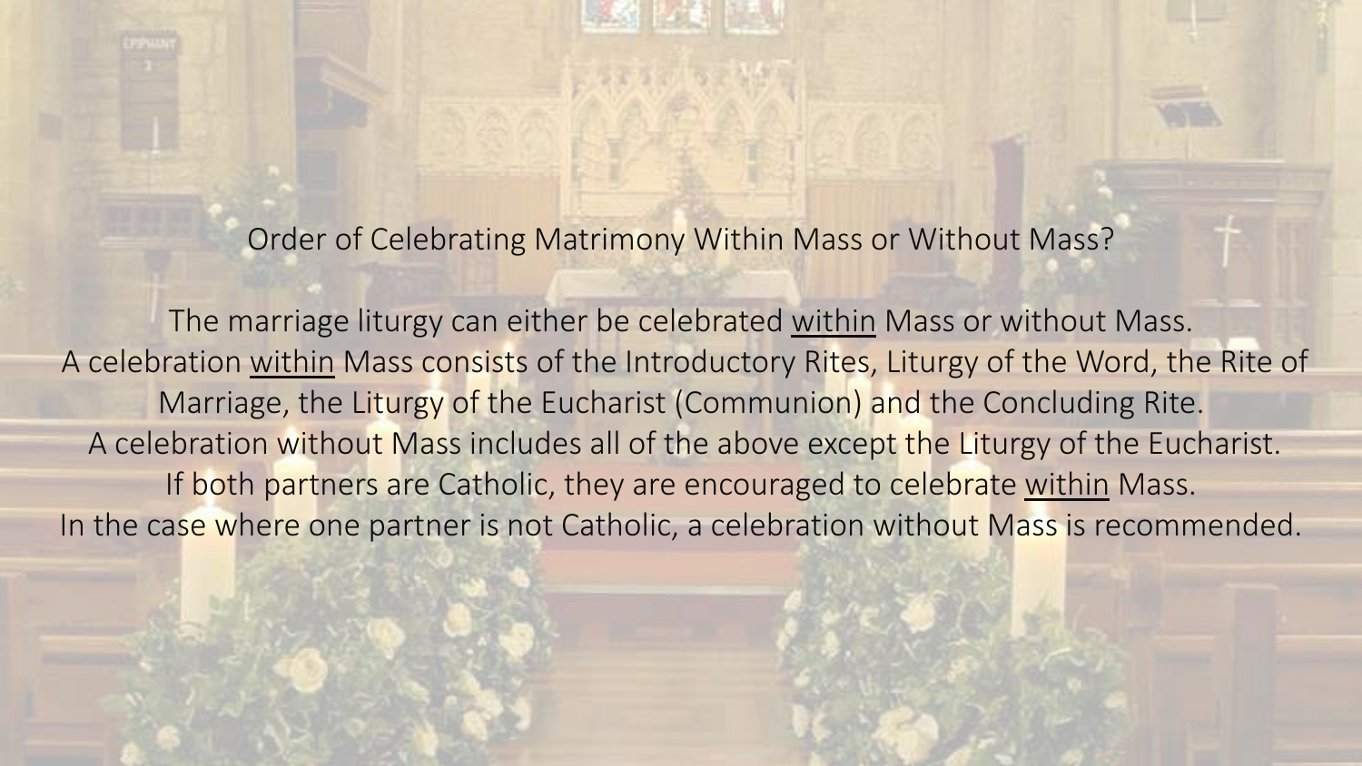## Order of Celebrating Matrimony Within Mass or Without Mass?

The marriage liturgy can either be celebrated <u>within</u> Mass or without Mass.
A celebration <u>within</u> Mass consists of the Introductory Rites, Liturgy of the Word, the Rite of Marriage, the Liturgy of the Eucharist (Communion) and the Concluding Rite.
A celebration without Mass includes all of the above except the Liturgy of the Eucharist.
If both partners are Catholic, they are encouraged to celebrate <u>within</u> Mass.
In the case where one partner is not Catholic, a celebration without Mass is recommended.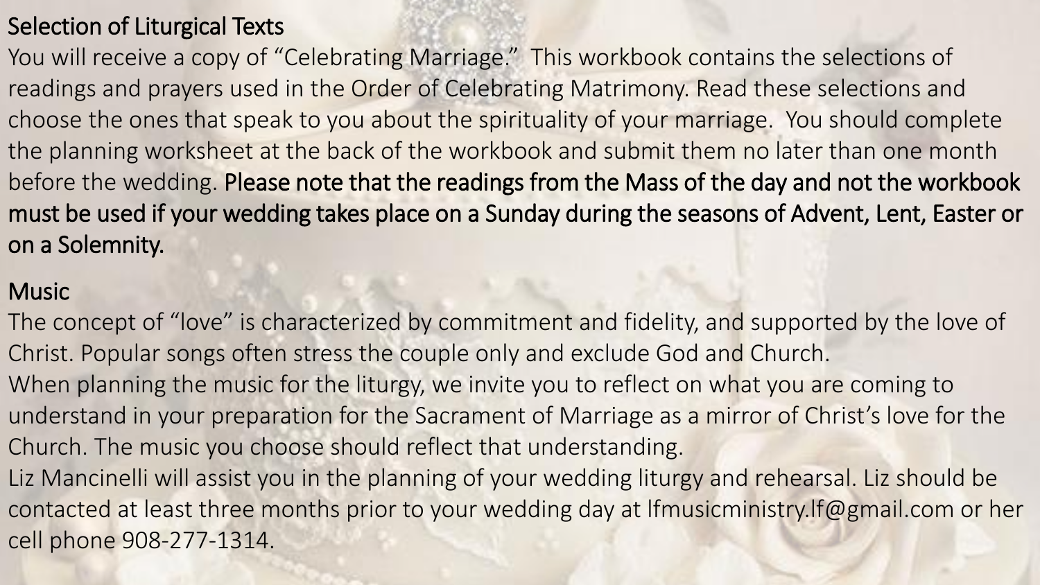## Selection of Liturgical Texts

You will receive a copy of "Celebrating Marriage." This workbook contains the selections of readings and prayers used in the Order of Celebrating Matrimony. Read these selections and choose the ones that speak to you about the spirituality of your marriage. You should complete the planning worksheet at the back of the workbook and submit them no later than one month before the wedding. **Please note that the readings from the Mass of the day and not the workbook must be used if your wedding takes place on a Sunday during the seasons of Advent, Lent, Easter or on a Solemnity.**

## Music

The concept of "love" is characterized by commitment and fidelity, and supported by the love of Christ. Popular songs often stress the couple only and exclude God and Church.

When planning the music for the liturgy, we invite you to reflect on what you are coming to understand in your preparation for the Sacrament of Marriage as a mirror of Christ's love for the Church. The music you choose should reflect that understanding.

Liz Mancinelli will assist you in the planning of your wedding liturgy and rehearsal. Liz should be contacted at least three months prior to your wedding day at lfmusicministry.lf@gmail.com or her cell phone 908-277-1314.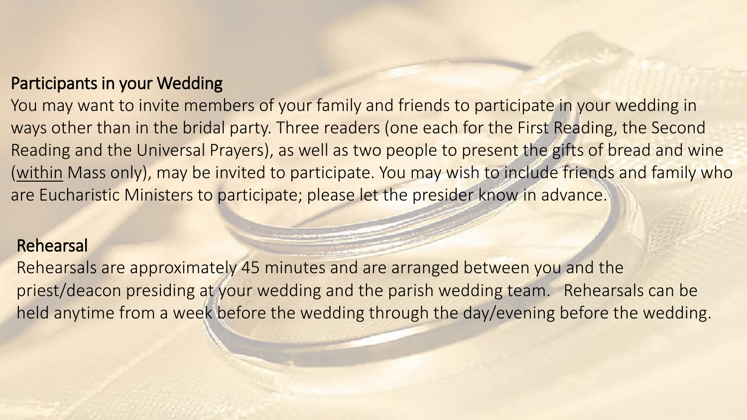## Participants in your Wedding

You may want to invite members of your family and friends to participate in your wedding in ways other than in the bridal party. Three readers (one each for the First Reading, the Second Reading and the Universal Prayers), as well as two people to present the gifts of bread and wine (<u>within</u> Mass only), may be invited to participate. You may wish to include friends and family who are Eucharistic Ministers to participate; please let the presider know in advance.

## Rehearsal

Rehearsals are approximately 45 minutes and are arranged between you and the priest/deacon presiding at your wedding and the parish wedding team. Rehearsals can be held anytime from a week before the wedding through the day/evening before the wedding.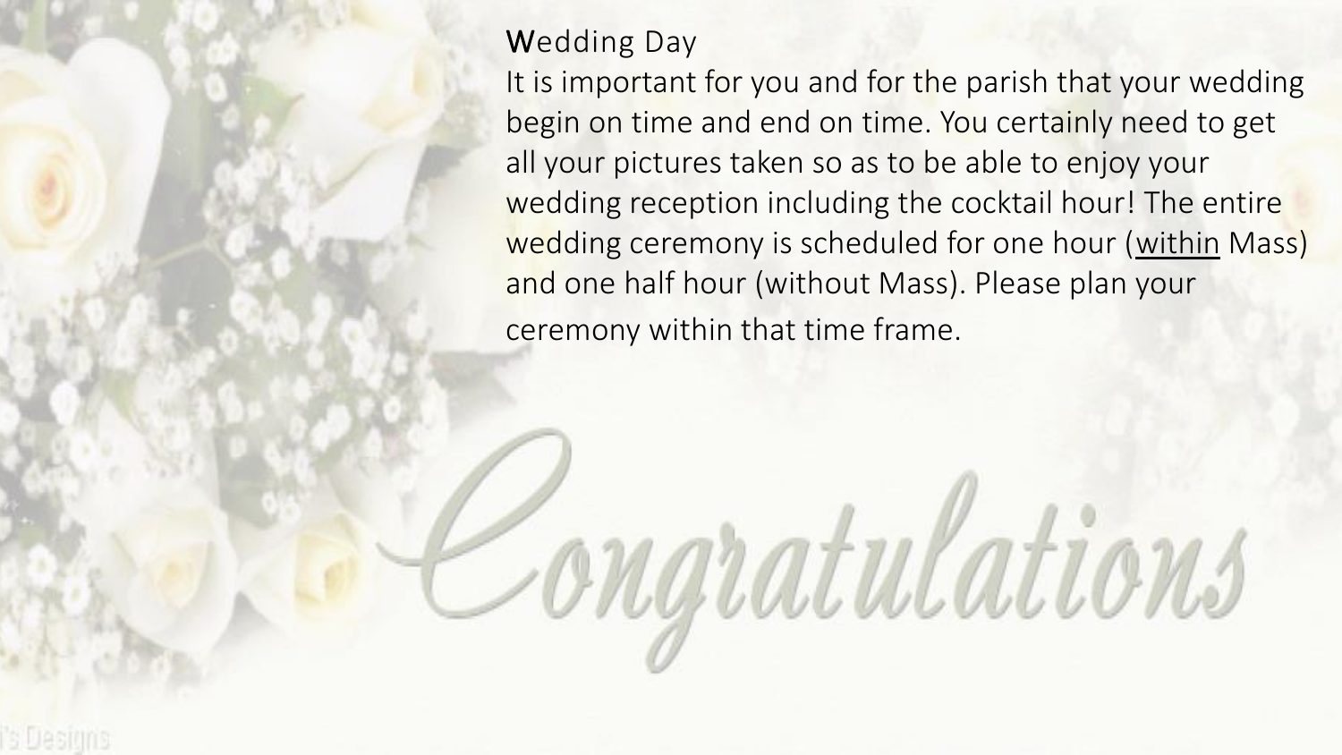## Wedding Day

It is important for you and for the parish that your wedding begin on time and end on time. You certainly need to get all your pictures taken so as to be able to enjoy your wedding reception including the cocktail hour! The entire wedding ceremony is scheduled for one hour (<u>within</u> Mass) and one half hour (without Mass). Please plan your ceremony within that time frame.

*Congratulations*